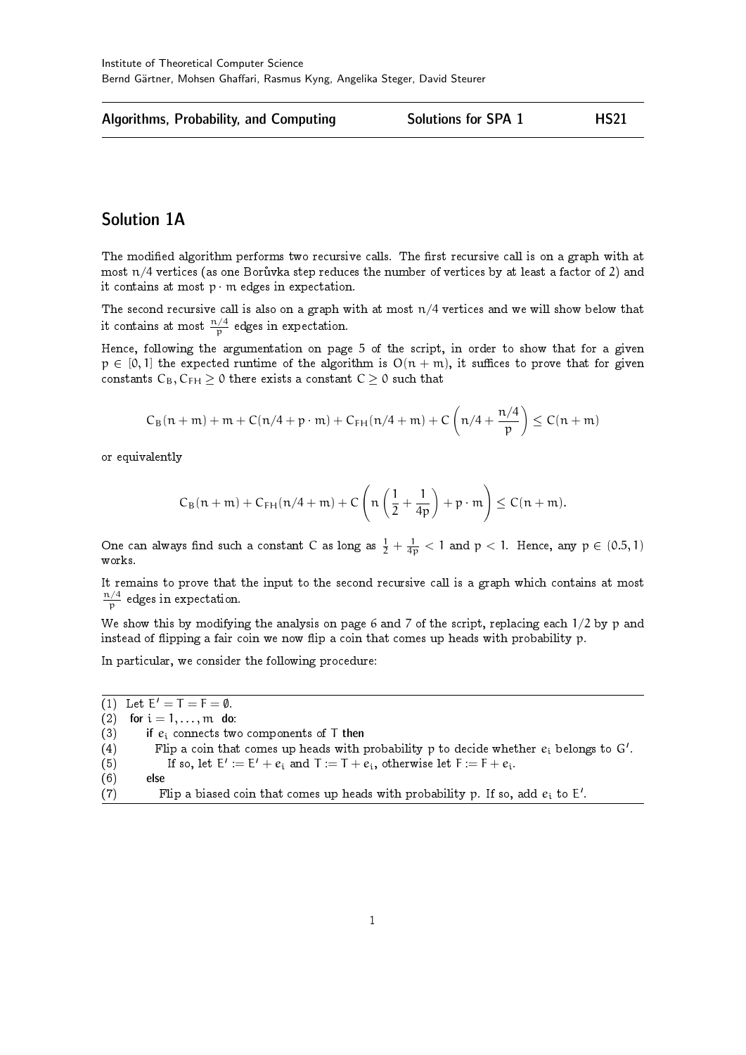Institute of Theoretical Computer Science
Bernd Gärtner, Mohsen Ghaffari, Rasmus Kyng, Angelika Steger, David Steurer

**Algorithms, Probability, and Computing** — **Solutions for SPA 1** — **HS21**

## Solution 1A

The modified algorithm performs two recursive calls. The first recursive call is on a graph with at most $n/4$ vertices (as one Borůvka step reduces the number of vertices by at least a factor of 2) and it contains at most $p \cdot m$ edges in expectation.

The second recursive call is also on a graph with at most $n/4$ vertices and we will show below that it contains at most $\frac{n/4}{p}$ edges in expectation.

Hence, following the argumentation on page 5 of the script, in order to show that for a given $p \in [0, 1]$ the expected runtime of the algorithm is $O(n + m)$, it suffices to prove that for given constants $C_B, C_{FH} \geq 0$ there exists a constant $C \geq 0$ such that

$$C_B(n + m) + m + C(n/4 + p \cdot m) + C_{FH}(n/4 + m) + C\left(n/4 + \frac{n/4}{p}\right) \leq C(n + m)$$

or equivalently

$$C_B(n + m) + C_{FH}(n/4 + m) + C\left(n\left(\frac{1}{2} + \frac{1}{4p}\right) + p \cdot m\right) \leq C(n + m).$$

One can always find such a constant $C$ as long as $\frac{1}{2} + \frac{1}{4p} < 1$ and $p < 1$. Hence, any $p \in (0.5, 1)$ works.

It remains to prove that the input to the second recursive call is a graph which contains at most $\frac{n/4}{p}$ edges in expectation.

We show this by modifying the analysis on page 6 and 7 of the script, replacing each $1/2$ by $p$ and instead of flipping a fair coin we now flip a coin that comes up heads with probability $p$.

In particular, we consider the following procedure:

```
(1) Let E' = T = F = ∅.
(2) for i = 1,...,m do:
(3)     if e_i connects two components of T then
(4)         Flip a coin that comes up heads with probability p to decide whether e_i belongs to G'.
(5)         If so, let E' := E' + e_i and T := T + e_i, otherwise let F := F + e_i.
(6)     else
(7)         Flip a biased coin that comes up heads with probability p. If so, add e_i to E'.
```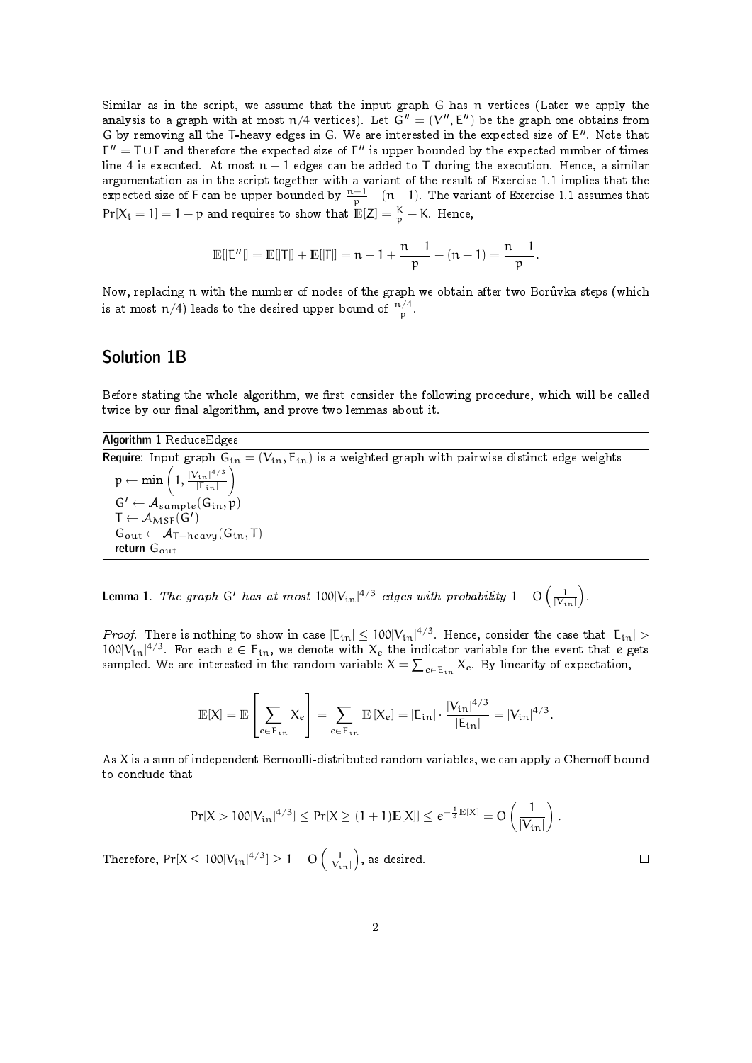Similar as in the script, we assume that the input graph $G$ has $n$ vertices (Later we apply the analysis to a graph with at most $n/4$ vertices). Let $G'' = (V'', E'')$ be the graph one obtains from $G$ by removing all the T-heavy edges in $G$. We are interested in the expected size of $E''$. Note that $E'' = T \cup F$ and therefore the expected size of $E''$ is upper bounded by the expected number of times line 4 is executed. At most $n-1$ edges can be added to $T$ during the execution. Hence, a similar argumentation as in the script together with a variant of the result of Exercise 1.1 implies that the expected size of $F$ can be upper bounded by $\frac{n-1}{p} - (n-1)$. The variant of Exercise 1.1 assumes that $\Pr[X_i = 1] = 1 - p$ and requires to show that $\mathbb{E}[Z] = \frac{K}{p} - K$. Hence,

$$\mathbb{E}[|E''|] = \mathbb{E}[|T|] + \mathbb{E}[|F|] = n - 1 + \frac{n-1}{p} - (n-1) = \frac{n-1}{p}.$$

Now, replacing $n$ with the number of nodes of the graph we obtain after two Borůvka steps (which is at most $n/4$) leads to the desired upper bound of $\frac{n/4}{p}$.

## Solution 1B

Before stating the whole algorithm, we first consider the following procedure, which will be called twice by our final algorithm, and prove two lemmas about it.

**Algorithm 1** ReduceEdges

**Require:** Input graph $G_{in} = (V_{in}, E_{in})$ is a weighted graph with pairwise distinct edge weights

$p \leftarrow \min\left(1, \frac{|V_{in}|^{4/3}}{|E_{in}|}\right)$

$G' \leftarrow \mathcal{A}_{sample}(G_{in}, p)$

$T \leftarrow \mathcal{A}_{MSF}(G')$

$G_{out} \leftarrow \mathcal{A}_{T-heavy}(G_{in}, T)$

**return** $G_{out}$

**Lemma 1.** *The graph $G'$ has at most $100|V_{in}|^{4/3}$ edges with probability $1 - O\left(\frac{1}{|V_{in}|}\right)$.*

*Proof.* There is nothing to show in case $|E_{in}| \leq 100|V_{in}|^{4/3}$. Hence, consider the case that $|E_{in}| > 100|V_{in}|^{4/3}$. For each $e \in E_{in}$, we denote with $X_e$ the indicator variable for the event that $e$ gets sampled. We are interested in the random variable $X = \sum_{e \in E_{in}} X_e$. By linearity of expectation,

$$\mathbb{E}[X] = \mathbb{E}\left[\sum_{e \in E_{in}} X_e\right] = \sum_{e \in E_{in}} \mathbb{E}[X_e] = |E_{in}| \cdot \frac{|V_{in}|^{4/3}}{|E_{in}|} = |V_{in}|^{4/3}.$$

As $X$ is a sum of independent Bernoulli-distributed random variables, we can apply a Chernoff bound to conclude that

$$\Pr[X > 100|V_{in}|^{4/3}] \leq \Pr[X \geq (1+1)\mathbb{E}[X]] \leq e^{-\frac{1}{3}\mathbb{E}[X]} = O\left(\frac{1}{|V_{in}|}\right).$$

Therefore, $\Pr[X \leq 100|V_{in}|^{4/3}] \geq 1 - O\left(\frac{1}{|V_{in}|}\right)$, as desired. □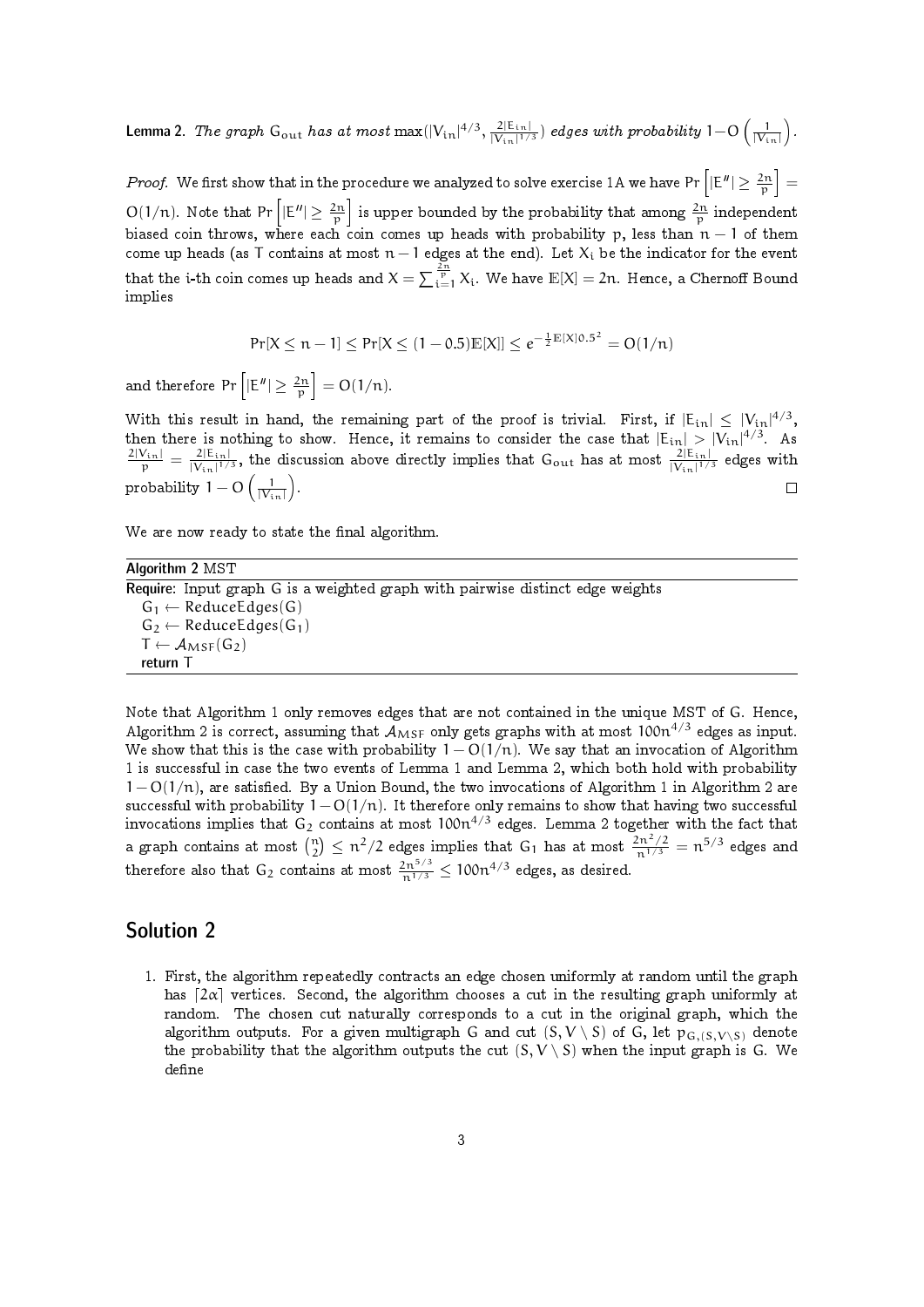**Lemma 2.** *The graph $G_{out}$ has at most $\max(|V_{in}|^{4/3}, \frac{2|E_{in}|}{|V_{in}|^{1/3}})$ edges with probability $1 - O\left(\frac{1}{|V_{in}|}\right)$.*

*Proof.* We first show that in the procedure we analyzed to solve exercise 1A we have $\Pr\left[|E''| \geq \frac{2n}{p}\right] = O(1/n)$. Note that $\Pr\left[|E''| \geq \frac{2n}{p}\right]$ is upper bounded by the probability that among $\frac{2n}{p}$ independent biased coin throws, where each coin comes up heads with probability $p$, less than $n-1$ of them come up heads (as $T$ contains at most $n-1$ edges at the end). Let $X_i$ be the indicator for the event that the i-th coin comes up heads and $X = \sum_{i=1}^{\frac{2n}{p}} X_i$. We have $\mathbb{E}[X] = 2n$. Hence, a Chernoff Bound implies

$$\Pr[X \leq n-1] \leq \Pr[X \leq (1-0.5)\mathbb{E}[X]] \leq e^{-\frac{1}{2}\mathbb{E}[X]0.5^2} = O(1/n)$$

and therefore $\Pr\left[|E''| \geq \frac{2n}{p}\right] = O(1/n)$.

With this result in hand, the remaining part of the proof is trivial. First, if $|E_{in}| \leq |V_{in}|^{4/3}$, then there is nothing to show. Hence, it remains to consider the case that $|E_{in}| > |V_{in}|^{4/3}$. As $\frac{2|V_{in}|}{p} = \frac{2|E_{in}|}{|V_{in}|^{1/3}}$, the discussion above directly implies that $G_{out}$ has at most $\frac{2|E_{in}|}{|V_{in}|^{1/3}}$ edges with probability $1 - O\left(\frac{1}{|V_{in}|}\right)$. □

We are now ready to state the final algorithm.

**Algorithm 2** MST

**Require:** Input graph G is a weighted graph with pairwise distinct edge weights
  $G_1 \leftarrow \text{ReduceEdges}(G)$
  $G_2 \leftarrow \text{ReduceEdges}(G_1)$
  $T \leftarrow \mathcal{A}_{MSF}(G_2)$
  **return** T

Note that Algorithm 1 only removes edges that are not contained in the unique MST of G. Hence, Algorithm 2 is correct, assuming that $\mathcal{A}_{MSF}$ only gets graphs with at most $100n^{4/3}$ edges as input. We show that this is the case with probability $1 - O(1/n)$. We say that an invocation of Algorithm 1 is successful in case the two events of Lemma 1 and Lemma 2, which both hold with probability $1 - O(1/n)$, are satisfied. By a Union Bound, the two invocations of Algorithm 1 in Algorithm 2 are successful with probability $1 - O(1/n)$. It therefore only remains to show that having two successful invocations implies that $G_2$ contains at most $100n^{4/3}$ edges. Lemma 2 together with the fact that a graph contains at most $\binom{n}{2} \leq n^2/2$ edges implies that $G_1$ has at most $\frac{2n^2/2}{n^{1/3}} = n^{5/3}$ edges and therefore also that $G_2$ contains at most $\frac{2n^{5/3}}{n^{1/3}} \leq 100n^{4/3}$ edges, as desired.

## Solution 2

1. First, the algorithm repeatedly contracts an edge chosen uniformly at random until the graph has $\lceil 2\alpha \rceil$ vertices. Second, the algorithm chooses a cut in the resulting graph uniformly at random. The chosen cut naturally corresponds to a cut in the original graph, which the algorithm outputs. For a given multigraph G and cut $(S, V \setminus S)$ of G, let $p_{G,(S,V\setminus S)}$ denote the probability that the algorithm outputs the cut $(S, V \setminus S)$ when the input graph is G. We define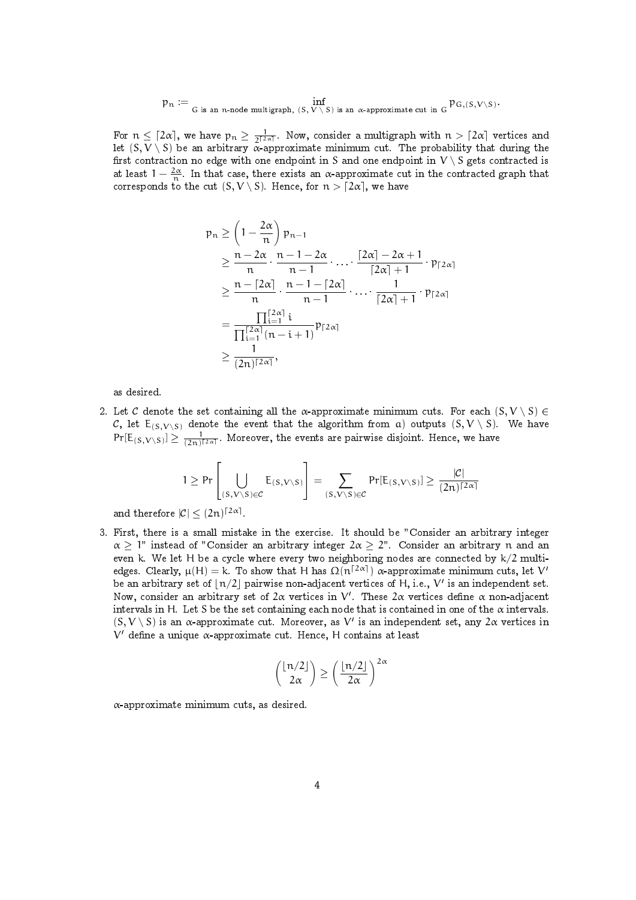$$p_n := \inf_{G \text{ is an } n\text{-node multigraph, } (S, V \setminus S) \text{ is an } \alpha\text{-approximate cut in } G} p_{G,(S,V\setminus S)}.$$

For $n \leq \lceil 2\alpha \rceil$, we have $p_n \geq \frac{1}{2^{\lceil 2\alpha \rceil}}$. Now, consider a multigraph with $n > \lceil 2\alpha \rceil$ vertices and let $(S, V \setminus S)$ be an arbitrary $\alpha$-approximate minimum cut. The probability that during the first contraction no edge with one endpoint in $S$ and one endpoint in $V \setminus S$ gets contracted is at least $1 - \frac{2\alpha}{n}$. In that case, there exists an $\alpha$-approximate cut in the contracted graph that corresponds to the cut $(S, V \setminus S)$. Hence, for $n > \lceil 2\alpha \rceil$, we have

$$\begin{aligned}
p_n &\geq \left(1 - \frac{2\alpha}{n}\right) p_{n-1} \\
&\geq \frac{n - 2\alpha}{n} \cdot \frac{n - 1 - 2\alpha}{n-1} \cdot \ldots \cdot \frac{\lceil 2\alpha \rceil - 2\alpha + 1}{\lceil 2\alpha \rceil + 1} \cdot p_{\lceil 2\alpha \rceil} \\
&\geq \frac{n - \lceil 2\alpha \rceil}{n} \cdot \frac{n - 1 - \lceil 2\alpha \rceil}{n-1} \cdot \ldots \cdot \frac{1}{\lceil 2\alpha \rceil + 1} \cdot p_{\lceil 2\alpha \rceil} \\
&= \frac{\prod_{i=1}^{\lceil 2\alpha \rceil} i}{\prod_{i=1}^{\lceil 2\alpha \rceil} (n - i + 1)} p_{\lceil 2\alpha \rceil} \\
&\geq \frac{1}{(2n)^{\lceil 2\alpha \rceil}},
\end{aligned}$$

as desired.

2. Let $\mathcal{C}$ denote the set containing all the $\alpha$-approximate minimum cuts. For each $(S, V \setminus S) \in \mathcal{C}$, let $E_{(S,V\setminus S)}$ denote the event that the algorithm from a) outputs $(S, V \setminus S)$. We have $\Pr[E_{(S,V\setminus S)}] \geq \frac{1}{(2n)^{\lceil 2\alpha \rceil}}$. Moreover, the events are pairwise disjoint. Hence, we have

$$1 \geq \Pr\left[\bigcup_{(S,V\setminus S) \in \mathcal{C}} E_{(S,V\setminus S)}\right] = \sum_{(S,V\setminus S) \in \mathcal{C}} \Pr[E_{(S,V\setminus S)}] \geq \frac{|\mathcal{C}|}{(2n)^{\lceil 2\alpha \rceil}}$$

and therefore $|\mathcal{C}| \leq (2n)^{\lceil 2\alpha \rceil}$.

3. First, there is a small mistake in the exercise. It should be "Consider an arbitrary integer $\alpha \geq 1$" instead of "Consider an arbitrary integer $2\alpha \geq 2$". Consider an arbitrary $n$ and an even $k$. We let $H$ be a cycle where every two neighboring nodes are connected by $k/2$ multi-edges. Clearly, $\mu(H) = k$. To show that $H$ has $\Omega(n^{\lceil 2\alpha \rceil})$ $\alpha$-approximate minimum cuts, let $V'$ be an arbitrary set of $\lfloor n/2 \rfloor$ pairwise non-adjacent vertices of $H$, i.e., $V'$ is an independent set. Now, consider an arbitrary set of $2\alpha$ vertices in $V'$. These $2\alpha$ vertices define $\alpha$ non-adjacent intervals in $H$. Let $S$ be the set containing each node that is contained in one of the $\alpha$ intervals. $(S, V \setminus S)$ is an $\alpha$-approximate cut. Moreover, as $V'$ is an independent set, any $2\alpha$ vertices in $V'$ define a unique $\alpha$-approximate cut. Hence, $H$ contains at least

$$\binom{\lfloor n/2 \rfloor}{2\alpha} \geq \left(\frac{\lfloor n/2 \rfloor}{2\alpha}\right)^{2\alpha}$$

$\alpha$-approximate minimum cuts, as desired.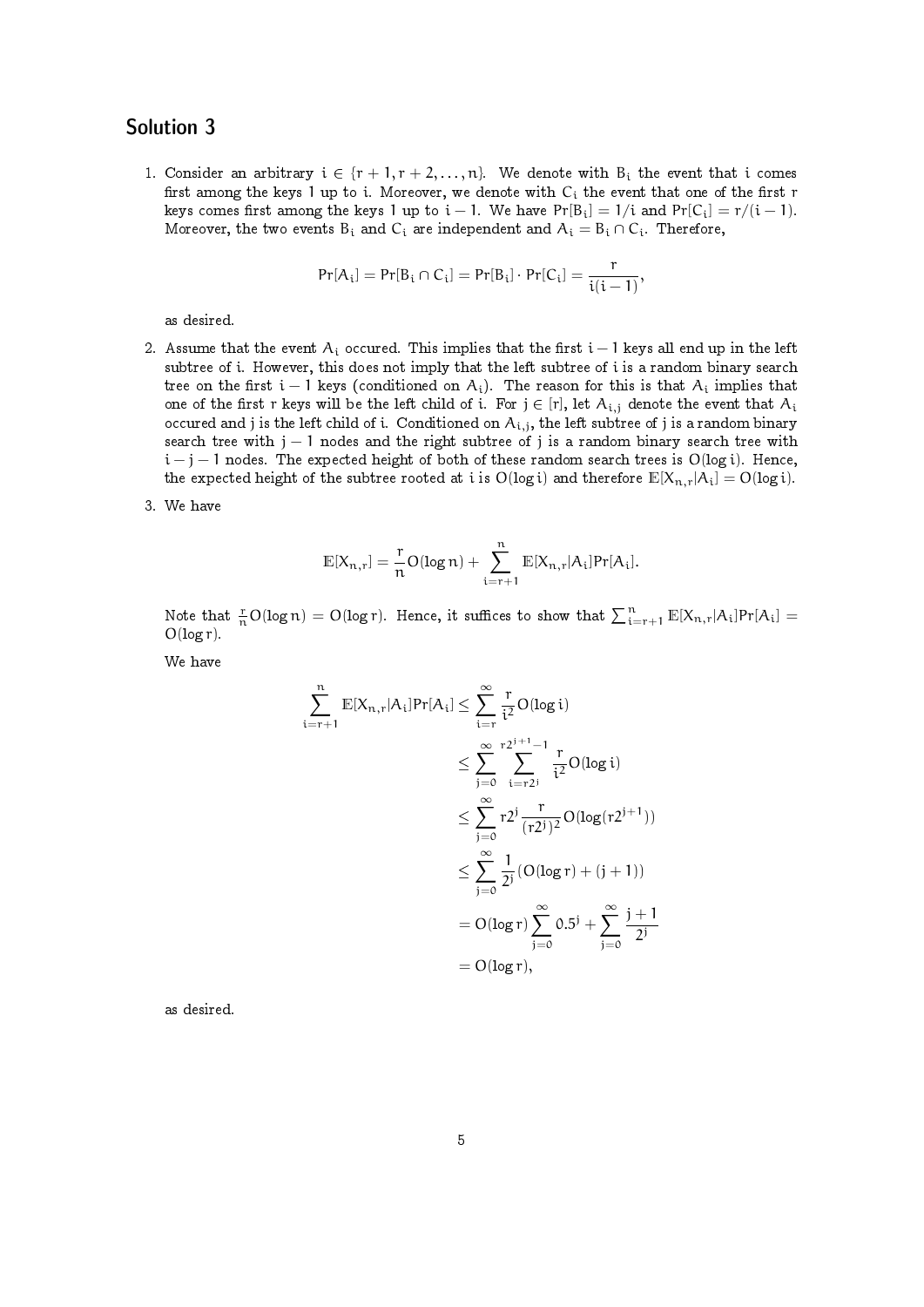## Solution 3

1. Consider an arbitrary $i \in \{r+1, r+2, \ldots, n\}$. We denote with $B_i$ the event that $i$ comes first among the keys 1 up to $i$. Moreover, we denote with $C_i$ the event that one of the first $r$ keys comes first among the keys 1 up to $i-1$. We have $\Pr[B_i] = 1/i$ and $\Pr[C_i] = r/(i-1)$. Moreover, the two events $B_i$ and $C_i$ are independent and $A_i = B_i \cap C_i$. Therefore,

$$\Pr[A_i] = \Pr[B_i \cap C_i] = \Pr[B_i] \cdot \Pr[C_i] = \frac{r}{i(i-1)},$$

as desired.

2. Assume that the event $A_i$ occured. This implies that the first $i-1$ keys all end up in the left subtree of $i$. However, this does not imply that the left subtree of $i$ is a random binary search tree on the first $i-1$ keys (conditioned on $A_i$). The reason for this is that $A_i$ implies that one of the first $r$ keys will be the left child of $i$. For $j \in [r]$, let $A_{i,j}$ denote the event that $A_i$ occured and $j$ is the left child of $i$. Conditioned on $A_{i,j}$, the left subtree of $j$ is a random binary search tree with $j-1$ nodes and the right subtree of $j$ is a random binary search tree with $i-j-1$ nodes. The expected height of both of these random search trees is $O(\log i)$. Hence, the expected height of the subtree rooted at $i$ is $O(\log i)$ and therefore $\mathbb{E}[X_{n,r}|A_i] = O(\log i)$.

3. We have

$$\mathbb{E}[X_{n,r}] = \frac{r}{n} O(\log n) + \sum_{i=r+1}^{n} \mathbb{E}[X_{n,r}|A_i] \Pr[A_i].$$

Note that $\frac{r}{n} O(\log n) = O(\log r)$. Hence, it suffices to show that $\sum_{i=r+1}^{n} \mathbb{E}[X_{n,r}|A_i] \Pr[A_i] = O(\log r)$.

We have

$$\begin{aligned}
\sum_{i=r+1}^{n} \mathbb{E}[X_{n,r}|A_i] \Pr[A_i] &\le \sum_{i=r}^{\infty} \frac{r}{i^2} O(\log i) \\
&\le \sum_{j=0}^{\infty} \sum_{i=r2^j}^{r2^{j+1}-1} \frac{r}{i^2} O(\log i) \\
&\le \sum_{j=0}^{\infty} r2^j \frac{r}{(r2^j)^2} O(\log(r2^{j+1})) \\
&\le \sum_{j=0}^{\infty} \frac{1}{2^j} (O(\log r) + (j+1)) \\
&= O(\log r) \sum_{j=0}^{\infty} 0.5^j + \sum_{j=0}^{\infty} \frac{j+1}{2^j} \\
&= O(\log r),
\end{aligned}$$

as desired.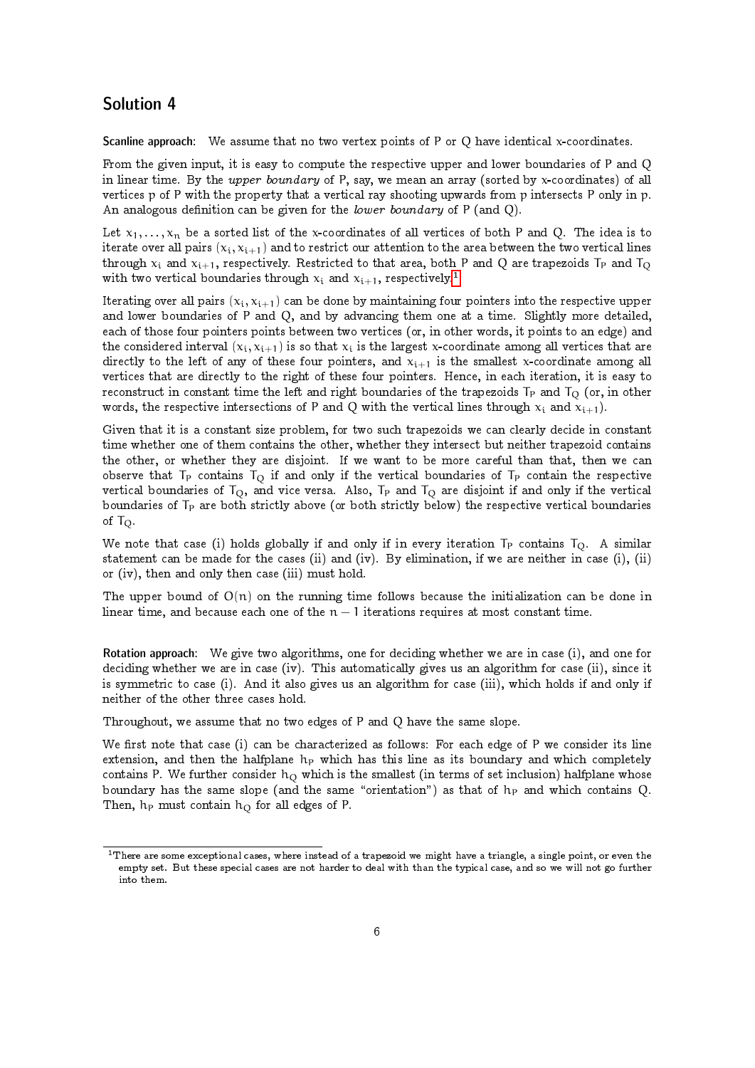## Solution 4

**Scanline approach**: We assume that no two vertex points of P or Q have identical x-coordinates.

From the given input, it is easy to compute the respective upper and lower boundaries of P and Q in linear time. By the *upper boundary* of P, say, we mean an array (sorted by x-coordinates) of all vertices p of P with the property that a vertical ray shooting upwards from p intersects P only in p. An analogous definition can be given for the *lower boundary* of P (and Q).

Let $x_1, \ldots, x_n$ be a sorted list of the x-coordinates of all vertices of both P and Q. The idea is to iterate over all pairs $(x_i, x_{i+1})$ and to restrict our attention to the area between the two vertical lines through $x_i$ and $x_{i+1}$, respectively. Restricted to that area, both P and Q are trapezoids $T_P$ and $T_Q$ with two vertical boundaries through $x_i$ and $x_{i+1}$, respectively.[1]

Iterating over all pairs $(x_i, x_{i+1})$ can be done by maintaining four pointers into the respective upper and lower boundaries of P and Q, and by advancing them one at a time. Slightly more detailed, each of those four pointers points between two vertices (or, in other words, it points to an edge) and the considered interval $(x_i, x_{i+1})$ is so that $x_i$ is the largest x-coordinate among all vertices that are directly to the left of any of these four pointers, and $x_{i+1}$ is the smallest x-coordinate among all vertices that are directly to the right of these four pointers. Hence, in each iteration, it is easy to reconstruct in constant time the left and right boundaries of the trapezoids $T_P$ and $T_Q$ (or, in other words, the respective intersections of P and Q with the vertical lines through $x_i$ and $x_{i+1}$).

Given that it is a constant size problem, for two such trapezoids we can clearly decide in constant time whether one of them contains the other, whether they intersect but neither trapezoid contains the other, or whether they are disjoint. If we want to be more careful than that, then we can observe that $T_P$ contains $T_Q$ if and only if the vertical boundaries of $T_P$ contain the respective vertical boundaries of $T_Q$, and vice versa. Also, $T_P$ and $T_Q$ are disjoint if and only if the vertical boundaries of $T_P$ are both strictly above (or both strictly below) the respective vertical boundaries of $T_Q$.

We note that case (i) holds globally if and only if in every iteration $T_P$ contains $T_Q$. A similar statement can be made for the cases (ii) and (iv). By elimination, if we are neither in case (i), (ii) or (iv), then and only then case (iii) must hold.

The upper bound of $O(n)$ on the running time follows because the initialization can be done in linear time, and because each one of the $n - 1$ iterations requires at most constant time.

**Rotation approach**: We give two algorithms, one for deciding whether we are in case (i), and one for deciding whether we are in case (iv). This automatically gives us an algorithm for case (ii), since it is symmetric to case (i). And it also gives us an algorithm for case (iii), which holds if and only if neither of the other three cases hold.

Throughout, we assume that no two edges of P and Q have the same slope.

We first note that case (i) can be characterized as follows: For each edge of P we consider its line extension, and then the halfplane $h_P$ which has this line as its boundary and which completely contains P. We further consider $h_Q$ which is the smallest (in terms of set inclusion) halfplane whose boundary has the same slope (and the same "orientation") as that of $h_P$ and which contains Q. Then, $h_P$ must contain $h_Q$ for all edges of P.

[1] There are some exceptional cases, where instead of a trapezoid we might have a triangle, a single point, or even the empty set. But these special cases are not harder to deal with than the typical case, and so we will not go further into them.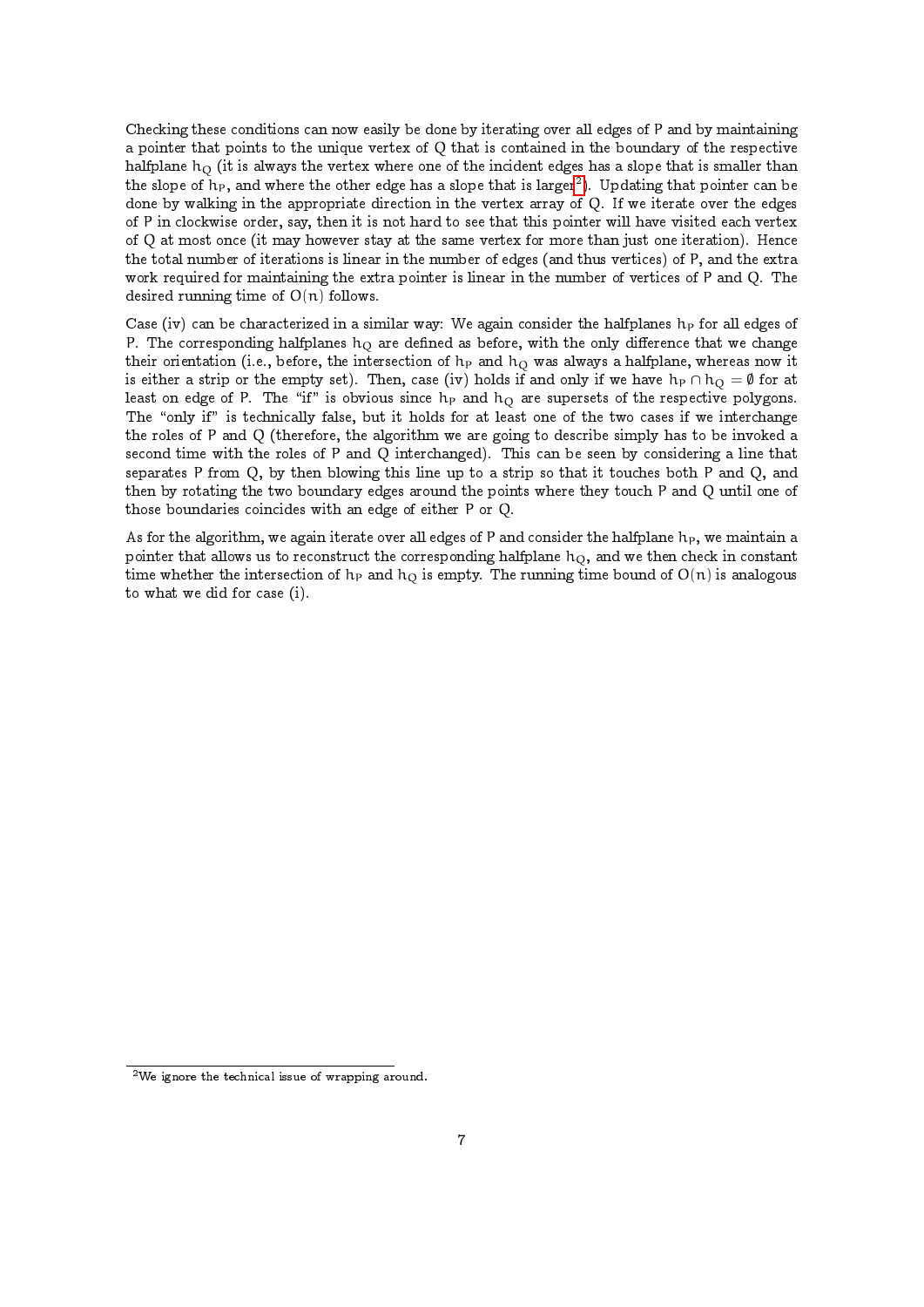Checking these conditions can now easily be done by iterating over all edges of P and by maintaining a pointer that points to the unique vertex of Q that is contained in the boundary of the respective halfplane $h_Q$ (it is always the vertex where one of the incident edges has a slope that is smaller than the slope of $h_P$, and where the other edge has a slope that is larger[2]). Updating that pointer can be done by walking in the appropriate direction in the vertex array of Q. If we iterate over the edges of P in clockwise order, say, then it is not hard to see that this pointer will have visited each vertex of Q at most once (it may however stay at the same vertex for more than just one iteration). Hence the total number of iterations is linear in the number of edges (and thus vertices) of P, and the extra work required for maintaining the extra pointer is linear in the number of vertices of P and Q. The desired running time of $O(n)$ follows.

Case (iv) can be characterized in a similar way: We again consider the halfplanes $h_P$ for all edges of P. The corresponding halfplanes $h_Q$ are defined as before, with the only difference that we change their orientation (i.e., before, the intersection of $h_P$ and $h_Q$ was always a halfplane, whereas now it is either a strip or the empty set). Then, case (iv) holds if and only if we have $h_P \cap h_Q = \emptyset$ for at least on edge of P. The "if" is obvious since $h_P$ and $h_Q$ are supersets of the respective polygons. The "only if" is technically false, but it holds for at least one of the two cases if we interchange the roles of P and Q (therefore, the algorithm we are going to describe simply has to be invoked a second time with the roles of P and Q interchanged). This can be seen by considering a line that separates P from Q, by then blowing this line up to a strip so that it touches both P and Q, and then by rotating the two boundary edges around the points where they touch P and Q until one of those boundaries coincides with an edge of either P or Q.

As for the algorithm, we again iterate over all edges of P and consider the halfplane $h_P$, we maintain a pointer that allows us to reconstruct the corresponding halfplane $h_Q$, and we then check in constant time whether the intersection of $h_P$ and $h_Q$ is empty. The running time bound of $O(n)$ is analogous to what we did for case (i).

[2] We ignore the technical issue of wrapping around.